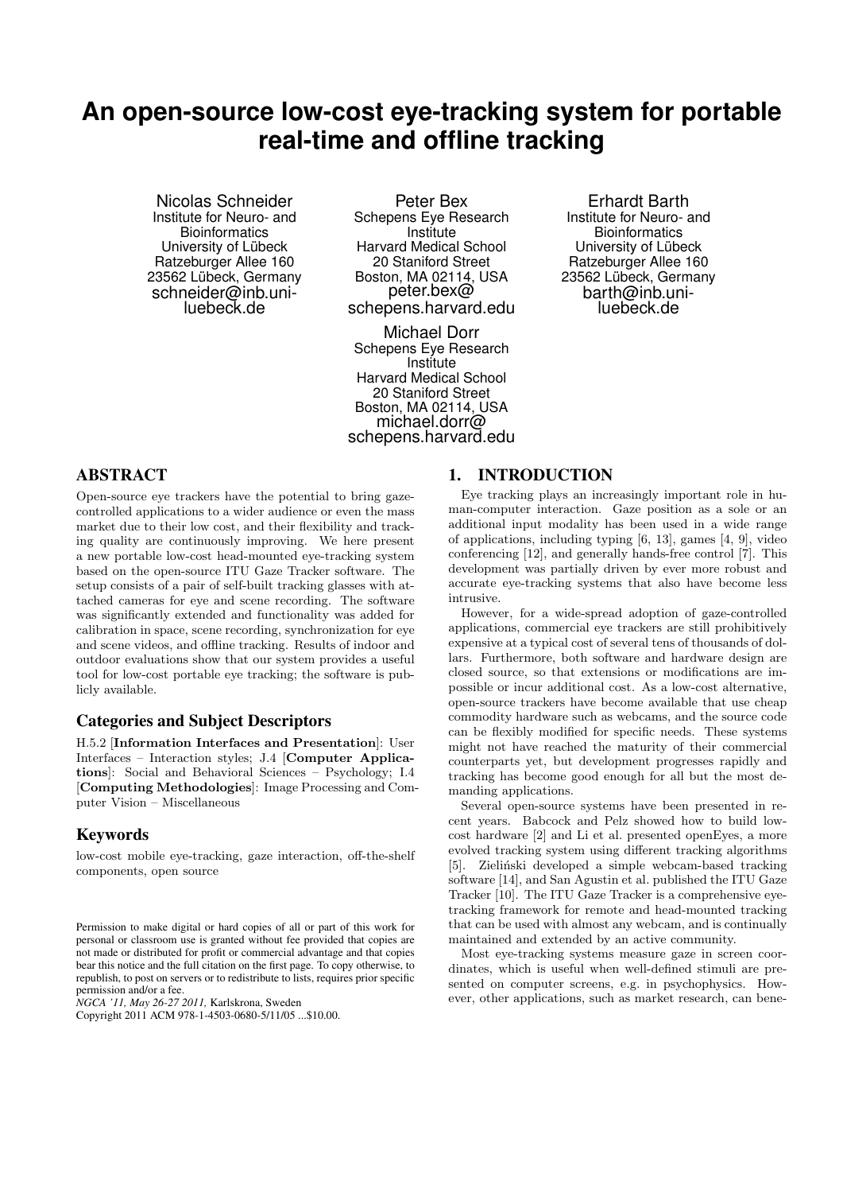# An open-source low-cost eye-tracking system for portable real-time and offline tracking

Nicolas Schneider
Institute for Neuro- and Bioinformatics
University of Lübeck
Ratzeburger Allee 160
23562 Lübeck, Germany
schneider@inb.uni-luebeck.de

Peter Bex
Schepens Eye Research Institute
Harvard Medical School
20 Staniford Street
Boston, MA 02114, USA
peter.bex@schepens.harvard.edu

Erhardt Barth
Institute for Neuro- and Bioinformatics
University of Lübeck
Ratzeburger Allee 160
23562 Lübeck, Germany
barth@inb.uni-luebeck.de

Michael Dorr
Schepens Eye Research Institute
Harvard Medical School
20 Staniford Street
Boston, MA 02114, USA
michael.dorr@schepens.harvard.edu

## ABSTRACT

Open-source eye trackers have the potential to bring gaze-controlled applications to a wider audience or even the mass market due to their low cost, and their flexibility and tracking quality are continuously improving. We here present a new portable low-cost head-mounted eye-tracking system based on the open-source ITU Gaze Tracker software. The setup consists of a pair of self-built tracking glasses with attached cameras for eye and scene recording. The software was significantly extended and functionality was added for calibration in space, scene recording, synchronization for eye and scene videos, and offline tracking. Results of indoor and outdoor evaluations show that our system provides a useful tool for low-cost portable eye tracking; the software is publicly available.

### Categories and Subject Descriptors

H.5.2 [**Information Interfaces and Presentation**]: User Interfaces – Interaction styles; J.4 [**Computer Applications**]: Social and Behavioral Sciences – Psychology; I.4 [**Computing Methodologies**]: Image Processing and Computer Vision – Miscellaneous

### Keywords

low-cost mobile eye-tracking, gaze interaction, off-the-shelf components, open source

Permission to make digital or hard copies of all or part of this work for personal or classroom use is granted without fee provided that copies are not made or distributed for profit or commercial advantage and that copies bear this notice and the full citation on the first page. To copy otherwise, to republish, to post on servers or to redistribute to lists, requires prior specific permission and/or a fee.
*NGCA '11, May 26-27 2011,* Karlskrona, Sweden
Copyright 2011 ACM 978-1-4503-0680-5/11/05 ...$10.00.

## 1. INTRODUCTION

Eye tracking plays an increasingly important role in human-computer interaction. Gaze position as a sole or an additional input modality has been used in a wide range of applications, including typing [6, 13], games [4, 9], video conferencing [12], and generally hands-free control [7]. This development was partially driven by ever more robust and accurate eye-tracking systems that also have become less intrusive.

However, for a wide-spread adoption of gaze-controlled applications, commercial eye trackers are still prohibitively expensive at a typical cost of several tens of thousands of dollars. Furthermore, both software and hardware design are closed source, so that extensions or modifications are impossible or incur additional cost. As a low-cost alternative, open-source trackers have become available that use cheap commodity hardware such as webcams, and the source code can be flexibly modified for specific needs. These systems might not have reached the maturity of their commercial counterparts yet, but development progresses rapidly and tracking has become good enough for all but the most demanding applications.

Several open-source systems have been presented in recent years. Babcock and Pelz showed how to build low-cost hardware [2] and Li et al. presented openEyes, a more evolved tracking system using different tracking algorithms [5]. Zieliński developed a simple webcam-based tracking software [14], and San Agustin et al. published the ITU Gaze Tracker [10]. The ITU Gaze Tracker is a comprehensive eye-tracking framework for remote and head-mounted tracking that can be used with almost any webcam, and is continually maintained and extended by an active community.

Most eye-tracking systems measure gaze in screen coordinates, which is useful when well-defined stimuli are presented on computer screens, e.g. in psychophysics. However, other applications, such as market research, can bene-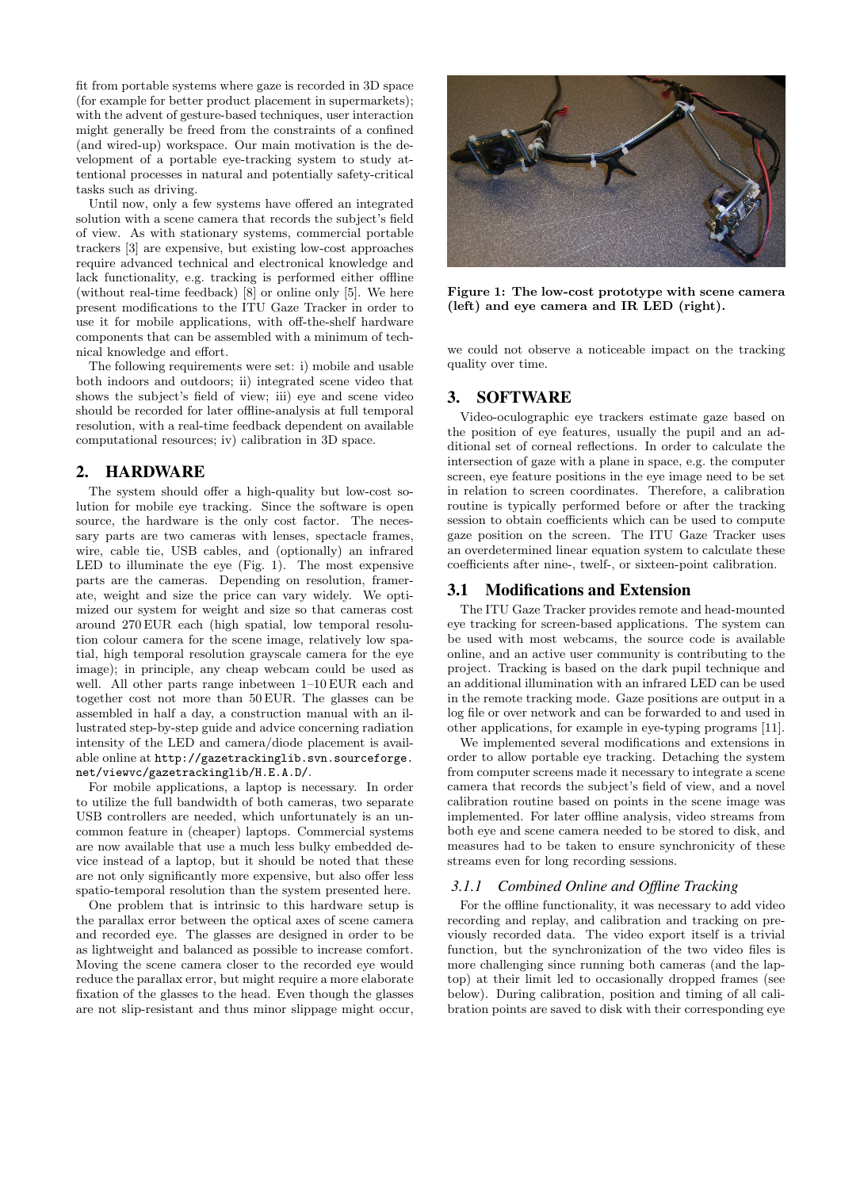fit from portable systems where gaze is recorded in 3D space (for example for better product placement in supermarkets); with the advent of gesture-based techniques, user interaction might generally be freed from the constraints of a confined (and wired-up) workspace. Our main motivation is the development of a portable eye-tracking system to study attentional processes in natural and potentially safety-critical tasks such as driving.

Until now, only a few systems have offered an integrated solution with a scene camera that records the subject's field of view. As with stationary systems, commercial portable trackers [3] are expensive, but existing low-cost approaches require advanced technical and electronical knowledge and lack functionality, e.g. tracking is performed either offline (without real-time feedback) [8] or online only [5]. We here present modifications to the ITU Gaze Tracker in order to use it for mobile applications, with off-the-shelf hardware components that can be assembled with a minimum of technical knowledge and effort.

The following requirements were set: i) mobile and usable both indoors and outdoors; ii) integrated scene video that shows the subject's field of view; iii) eye and scene video should be recorded for later offline-analysis at full temporal resolution, with a real-time feedback dependent on available computational resources; iv) calibration in 3D space.

## 2. HARDWARE

The system should offer a high-quality but low-cost solution for mobile eye tracking. Since the software is open source, the hardware is the only cost factor. The necessary parts are two cameras with lenses, spectacle frames, wire, cable tie, USB cables, and (optionally) an infrared LED to illuminate the eye (Fig. 1). The most expensive parts are the cameras. Depending on resolution, framerate, weight and size the price can vary widely. We optimized our system for weight and size so that cameras cost around 270 EUR each (high spatial, low temporal resolution colour camera for the scene image, relatively low spatial, high temporal resolution grayscale camera for the eye image); in principle, any cheap webcam could be used as well. All other parts range inbetween 1–10 EUR each and together cost not more than 50 EUR. The glasses can be assembled in half a day, a construction manual with an illustrated step-by-step guide and advice concerning radiation intensity of the LED and camera/diode placement is available online at `http://gazetrackinglib.svn.sourceforge.net/viewvc/gazetrackinglib/H.E.A.D/`.

For mobile applications, a laptop is necessary. In order to utilize the full bandwidth of both cameras, two separate USB controllers are needed, which unfortunately is an uncommon feature in (cheaper) laptops. Commercial systems are now available that use a much less bulky embedded device instead of a laptop, but it should be noted that these are not only significantly more expensive, but also offer less spatio-temporal resolution than the system presented here.

One problem that is intrinsic to this hardware setup is the parallax error between the optical axes of scene camera and recorded eye. The glasses are designed in order to be as lightweight and balanced as possible to increase comfort. Moving the scene camera closer to the recorded eye would reduce the parallax error, but might require a more elaborate fixation of the glasses to the head. Even though the glasses are not slip-resistant and thus minor slippage might occur, we could not observe a noticeable impact on the tracking quality over time.

**Figure 1: The low-cost prototype with scene camera (left) and eye camera and IR LED (right).**

## 3. SOFTWARE

Video-oculographic eye trackers estimate gaze based on the position of eye features, usually the pupil and an additional set of corneal reflections. In order to calculate the intersection of gaze with a plane in space, e.g. the computer screen, eye feature positions in the eye image need to be set in relation to screen coordinates. Therefore, a calibration routine is typically performed before or after the tracking session to obtain coefficients which can be used to compute gaze position on the screen. The ITU Gaze Tracker uses an overdetermined linear equation system to calculate these coefficients after nine-, twelf-, or sixteen-point calibration.

### 3.1 Modifications and Extension

The ITU Gaze Tracker provides remote and head-mounted eye tracking for screen-based applications. The system can be used with most webcams, the source code is available online, and an active user community is contributing to the project. Tracking is based on the dark pupil technique and an additional illumination with an infrared LED can be used in the remote tracking mode. Gaze positions are output in a log file or over network and can be forwarded to and used in other applications, for example in eye-typing programs [11].

We implemented several modifications and extensions in order to allow portable eye tracking. Detaching the system from computer screens made it necessary to integrate a scene camera that records the subject's field of view, and a novel calibration routine based on points in the scene image was implemented. For later offline analysis, video streams from both eye and scene camera needed to be stored to disk, and measures had to be taken to ensure synchronicity of these streams even for long recording sessions.

#### *3.1.1 Combined Online and Offline Tracking*

For the offline functionality, it was necessary to add video recording and replay, and calibration and tracking on previously recorded data. The video export itself is a trivial function, but the synchronization of the two video files is more challenging since running both cameras (and the laptop) at their limit led to occasionally dropped frames (see below). During calibration, position and timing of all calibration points are saved to disk with their corresponding eye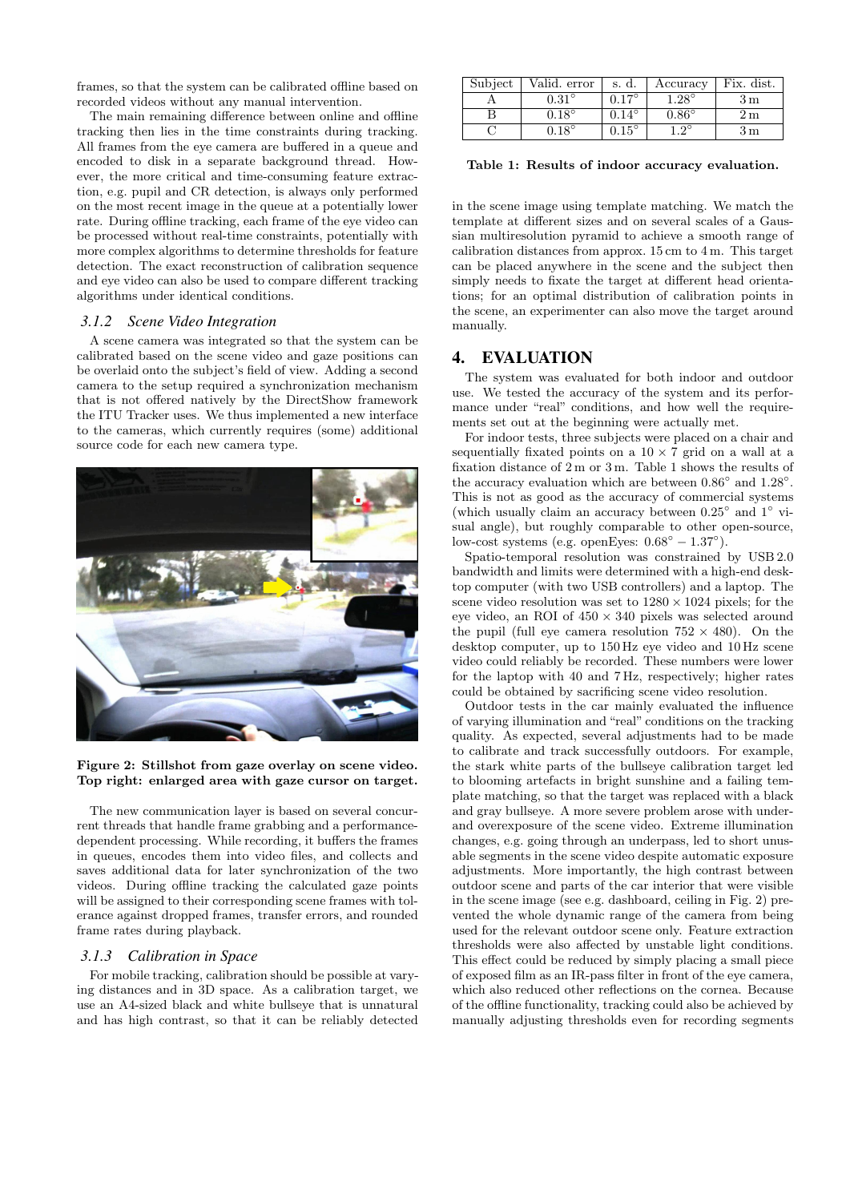frames, so that the system can be calibrated offline based on recorded videos without any manual intervention.

The main remaining difference between online and offline tracking then lies in the time constraints during tracking. All frames from the eye camera are buffered in a queue and encoded to disk in a separate background thread. However, the more critical and time-consuming feature extraction, e.g. pupil and CR detection, is always only performed on the most recent image in the queue at a potentially lower rate. During offline tracking, each frame of the eye video can be processed without real-time constraints, potentially with more complex algorithms to determine thresholds for feature detection. The exact reconstruction of calibration sequence and eye video can also be used to compare different tracking algorithms under identical conditions.

### 3.1.2 Scene Video Integration

A scene camera was integrated so that the system can be calibrated based on the scene video and gaze positions can be overlaid onto the subject's field of view. Adding a second camera to the setup required a synchronization mechanism that is not offered natively by the DirectShow framework the ITU Tracker uses. We thus implemented a new interface to the cameras, which currently requires (some) additional source code for each new camera type.

**Figure 2: Stillshot from gaze overlay on scene video. Top right: enlarged area with gaze cursor on target.**

The new communication layer is based on several concurrent threads that handle frame grabbing and a performance-dependent processing. While recording, it buffers the frames in queues, encodes them into video files, and collects and saves additional data for later synchronization of the two videos. During offline tracking the calculated gaze points will be assigned to their corresponding scene frames with tolerance against dropped frames, transfer errors, and rounded frame rates during playback.

### 3.1.3 Calibration in Space

For mobile tracking, calibration should be possible at varying distances and in 3D space. As a calibration target, we use an A4-sized black and white bullseye that is unnatural and has high contrast, so that it can be reliably detected in the scene image using template matching. We match the template at different sizes and on several scales of a Gaussian multiresolution pyramid to achieve a smooth range of calibration distances from approx. 15 cm to 4 m. This target can be placed anywhere in the scene and the subject then simply needs to fixate the target at different head orientations; for an optimal distribution of calibration points in the scene, an experimenter can also move the target around manually.

| Subject | Valid. error | s. d. | Accuracy | Fix. dist. |
| --- | --- | --- | --- | --- |
| A | $0.31^\circ$ | $0.17^\circ$ | $1.28^\circ$ | 3 m |
| B | $0.18^\circ$ | $0.14^\circ$ | $0.86^\circ$ | 2 m |
| C | $0.18^\circ$ | $0.15^\circ$ | $1.2^\circ$ | 3 m |

**Table 1: Results of indoor accuracy evaluation.**

## 4. EVALUATION

The system was evaluated for both indoor and outdoor use. We tested the accuracy of the system and its performance under "real" conditions, and how well the requirements set out at the beginning were actually met.

For indoor tests, three subjects were placed on a chair and sequentially fixated points on a $10 \times 7$ grid on a wall at a fixation distance of 2 m or 3 m. Table 1 shows the results of the accuracy evaluation which are between $0.86^\circ$ and $1.28^\circ$. This is not as good as the accuracy of commercial systems (which usually claim an accuracy between $0.25^\circ$ and $1^\circ$ visual angle), but roughly comparable to other open-source, low-cost systems (e.g. openEyes: $0.68^\circ - 1.37^\circ$).

Spatio-temporal resolution was constrained by USB 2.0 bandwidth and limits were determined with a high-end desktop computer (with two USB controllers) and a laptop. The scene video resolution was set to $1280 \times 1024$ pixels; for the eye video, an ROI of $450 \times 340$ pixels was selected around the pupil (full eye camera resolution $752 \times 480$). On the desktop computer, up to 150 Hz eye video and 10 Hz scene video could reliably be recorded. These numbers were lower for the laptop with 40 and 7 Hz, respectively; higher rates could be obtained by sacrificing scene video resolution.

Outdoor tests in the car mainly evaluated the influence of varying illumination and "real" conditions on the tracking quality. As expected, several adjustments had to be made to calibrate and track successfully outdoors. For example, the stark white parts of the bullseye calibration target led to blooming artefacts in bright sunshine and a failing template matching, so that the target was replaced with a black and gray bullseye. A more severe problem arose with under- and overexposure of the scene video. Extreme illumination changes, e.g. going through an underpass, led to short unusable segments in the scene video despite automatic exposure adjustments. More importantly, the high contrast between outdoor scene and parts of the car interior that were visible in the scene image (see e.g. dashboard, ceiling in Fig. 2) prevented the whole dynamic range of the camera from being used for the relevant outdoor scene only. Feature extraction thresholds were also affected by unstable light conditions. This effect could be reduced by simply placing a small piece of exposed film as an IR-pass filter in front of the eye camera, which also reduced other reflections on the cornea. Because of the offline functionality, tracking could also be achieved by manually adjusting thresholds even for recording segments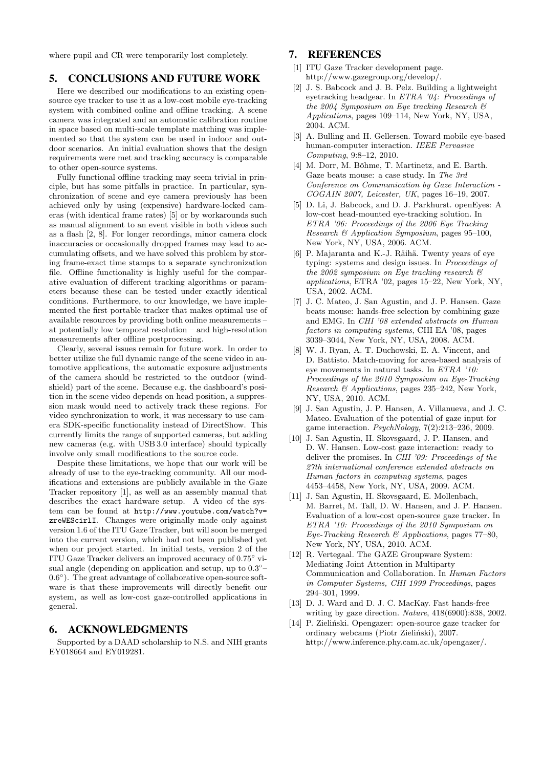where pupil and CR were temporarily lost completely.

## 5. CONCLUSIONS AND FUTURE WORK

Here we described our modifications to an existing open-source eye tracker to use it as a low-cost mobile eye-tracking system with combined online and offline tracking. A scene camera was integrated and an automatic calibration routine in space based on multi-scale template matching was implemented so that the system can be used in indoor and outdoor scenarios. An initial evaluation shows that the design requirements were met and tracking accuracy is comparable to other open-source systems.

Fully functional offline tracking may seem trivial in principle, but has some pitfalls in practice. In particular, synchronization of scene and eye camera previously has been achieved only by using (expensive) hardware-locked cameras (with identical frame rates) [5] or by workarounds such as manual alignment to an event visible in both videos such as a flash [2, 8]. For longer recordings, minor camera clock inaccuracies or occasionally dropped frames may lead to accumulating offsets, and we have solved this problem by storing frame-exact time stamps to a separate synchronization file. Offline functionality is highly useful for the comparative evaluation of different tracking algorithms or parameters because these can be tested under exactly identical conditions. Furthermore, to our knowledge, we have implemented the first portable tracker that makes optimal use of available resources by providing both online measurements – at potentially low temporal resolution – and high-resolution measurements after offline postprocessing.

Clearly, several issues remain for future work. In order to better utilize the full dynamic range of the scene video in automotive applications, the automatic exposure adjustments of the camera should be restricted to the outdoor (windshield) part of the scene. Because e.g. the dashboard's position in the scene video depends on head position, a suppression mask would need to actively track these regions. For video synchronization to work, it was necessary to use camera SDK-specific functionality instead of DirectShow. This currently limits the range of supported cameras, but adding new cameras (e.g. with USB 3.0 interface) should typically involve only small modifications to the source code.

Despite these limitations, we hope that our work will be already of use to the eye-tracking community. All our modifications and extensions are publicly available in the Gaze Tracker repository [1], as well as an assembly manual that describes the exact hardware setup. A video of the system can be found at http://www.youtube.com/watch?v=zreWEScirlI. Changes were originally made only against version 1.6 of the ITU Gaze Tracker, but will soon be merged into the current version, which had not been published yet when our project started. In initial tests, version 2 of the ITU Gaze Tracker delivers an improved accuracy of $0.75^\circ$ visual angle (depending on application and setup, up to $0.3^\circ$–$0.6^\circ$). The great advantage of collaborative open-source software is that these improvements will directly benefit our system, as well as low-cost gaze-controlled applications in general.

## 6. ACKNOWLEDGMENTS

Supported by a DAAD scholarship to N.S. and NIH grants EY018664 and EY019281.

## 7. REFERENCES

[1] ITU Gaze Tracker development page. http://www.gazegroup.org/develop/.

[2] J. S. Babcock and J. B. Pelz. Building a lightweight eyetracking headgear. In *ETRA '04: Proceedings of the 2004 Symposium on Eye tracking Research & Applications*, pages 109–114, New York, NY, USA, 2004. ACM.

[3] A. Bulling and H. Gellersen. Toward mobile eye-based human-computer interaction. *IEEE Pervasive Computing*, 9:8–12, 2010.

[4] M. Dorr, M. Böhme, T. Martinetz, and E. Barth. Gaze beats mouse: a case study. In *The 3rd Conference on Communication by Gaze Interaction - COGAIN 2007, Leicester, UK*, pages 16–19, 2007.

[5] D. Li, J. Babcock, and D. J. Parkhurst. openEyes: A low-cost head-mounted eye-tracking solution. In *ETRA '06: Proceedings of the 2006 Eye Tracking Research & Application Symposium*, pages 95–100, New York, NY, USA, 2006. ACM.

[6] P. Majaranta and K.-J. Räihä. Twenty years of eye typing: systems and design issues. In *Proceedings of the 2002 symposium on Eye tracking research & applications*, ETRA '02, pages 15–22, New York, NY, USA, 2002. ACM.

[7] J. C. Mateo, J. San Agustin, and J. P. Hansen. Gaze beats mouse: hands-free selection by combining gaze and EMG. In *CHI '08 extended abstracts on Human factors in computing systems*, CHI EA '08, pages 3039–3044, New York, NY, USA, 2008. ACM.

[8] W. J. Ryan, A. T. Duchowski, E. A. Vincent, and D. Battisto. Match-moving for area-based analysis of eye movements in natural tasks. In *ETRA '10: Proceedings of the 2010 Symposium on Eye-Tracking Research & Applications*, pages 235–242, New York, NY, USA, 2010. ACM.

[9] J. San Agustin, J. P. Hansen, A. Villanueva, and J. C. Mateo. Evaluation of the potential of gaze input for game interaction. *PsychNology*, 7(2):213–236, 2009.

[10] J. San Agustin, H. Skovsgaard, J. P. Hansen, and D. W. Hansen. Low-cost gaze interaction: ready to deliver the promises. In *CHI '09: Proceedings of the 27th international conference extended abstracts on Human factors in computing systems*, pages 4453–4458, New York, NY, USA, 2009. ACM.

[11] J. San Agustin, H. Skovsgaard, E. Mollenbach, M. Barret, M. Tall, D. W. Hansen, and J. P. Hansen. Evaluation of a low-cost open-source gaze tracker. In *ETRA '10: Proceedings of the 2010 Symposium on Eye-Tracking Research & Applications*, pages 77–80, New York, NY, USA, 2010. ACM.

[12] R. Vertegaal. The GAZE Groupware System: Mediating Joint Attention in Multiparty Communication and Collaboration. In *Human Factors in Computer Systems, CHI 1999 Proceedings*, pages 294–301, 1999.

[13] D. J. Ward and D. J. C. MacKay. Fast hands-free writing by gaze direction. *Nature*, 418(6900):838, 2002.

[14] P. Zieliński. Opengazer: open-source gaze tracker for ordinary webcams (Piotr Zieliński), 2007. http://www.inference.phy.cam.ac.uk/opengazer/.